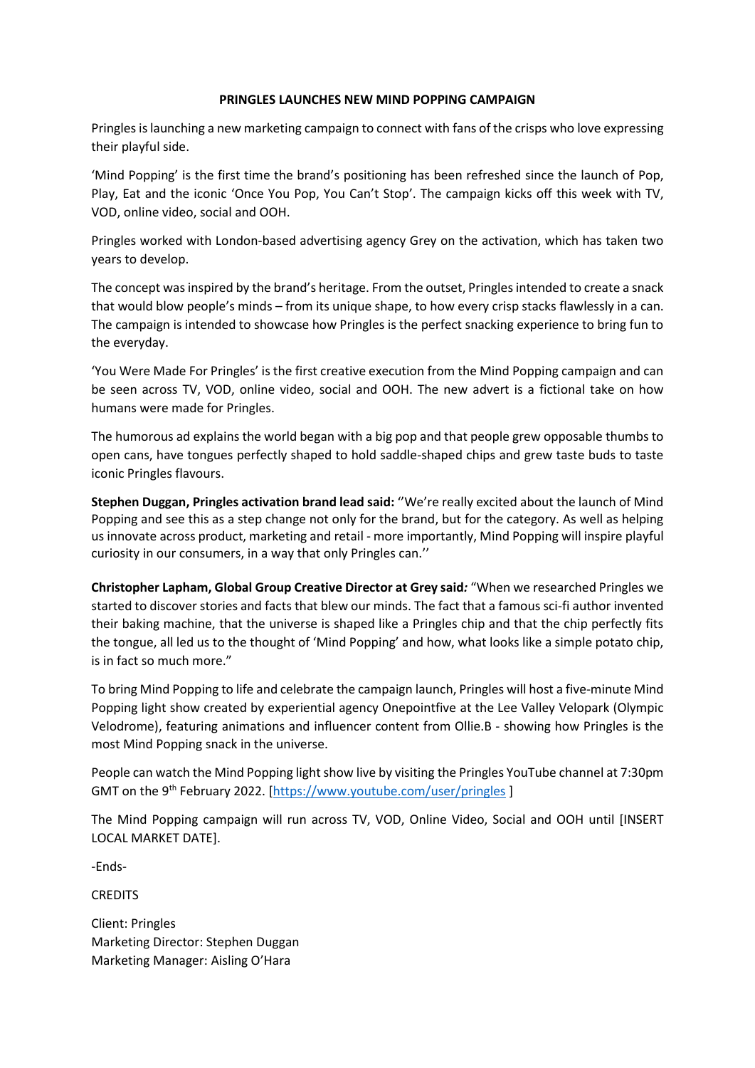**PRINGLES LAUNCHES NEW MIND POPPING CAMPAIGN**

Pringles is launching a new marketing campaign to connect with fans of the crisps who love expressing their playful side.

'Mind Popping' is the first time the brand's positioning has been refreshed since the launch of Pop, Play, Eat and the iconic 'Once You Pop, You Can't Stop'. The campaign kicks off this week with TV, VOD, online video, social and OOH.

Pringles worked with London-based advertising agency Grey on the activation, which has taken two years to develop.

The concept was inspired by the brand's heritage. From the outset, Pringles intended to create a snack that would blow people's minds – from its unique shape, to how every crisp stacks flawlessly in a can. The campaign is intended to showcase how Pringles is the perfect snacking experience to bring fun to the everyday.

'You Were Made For Pringles' is the first creative execution from the Mind Popping campaign and can be seen across TV, VOD, online video, social and OOH. The new advert is a fictional take on how humans were made for Pringles.

The humorous ad explains the world began with a big pop and that people grew opposable thumbs to open cans, have tongues perfectly shaped to hold saddle-shaped chips and grew taste buds to taste iconic Pringles flavours.

**Stephen Duggan, Pringles activation brand lead said:** ''We're really excited about the launch of Mind Popping and see this as a step change not only for the brand, but for the category. As well as helping us innovate across product, marketing and retail - more importantly, Mind Popping will inspire playful curiosity in our consumers, in a way that only Pringles can.''

**Christopher Lapham, Global Group Creative Director at Grey said***:* "When we researched Pringles we started to discover stories and facts that blew our minds. The fact that a famous sci-fi author invented their baking machine, that the universe is shaped like a Pringles chip and that the chip perfectly fits the tongue, all led us to the thought of 'Mind Popping' and how, what looks like a simple potato chip, is in fact so much more."

To bring Mind Popping to life and celebrate the campaign launch, Pringles will host a five-minute Mind Popping light show created by experiential agency Onepointfive at the Lee Valley Velopark (Olympic Velodrome), featuring animations and influencer content from Ollie.B - showing how Pringles is the most Mind Popping snack in the universe.

People can watch the Mind Popping light show live by visiting the Pringles YouTube channel at 7:30pm GMT on the 9th February 2022. [https://www.youtube.com/user/pringles ]

The Mind Popping campaign will run across TV, VOD, Online Video, Social and OOH until [INSERT LOCAL MARKET DATE].

-Ends-

CREDITS

Client: Pringles
Marketing Director: Stephen Duggan
Marketing Manager: Aisling O'Hara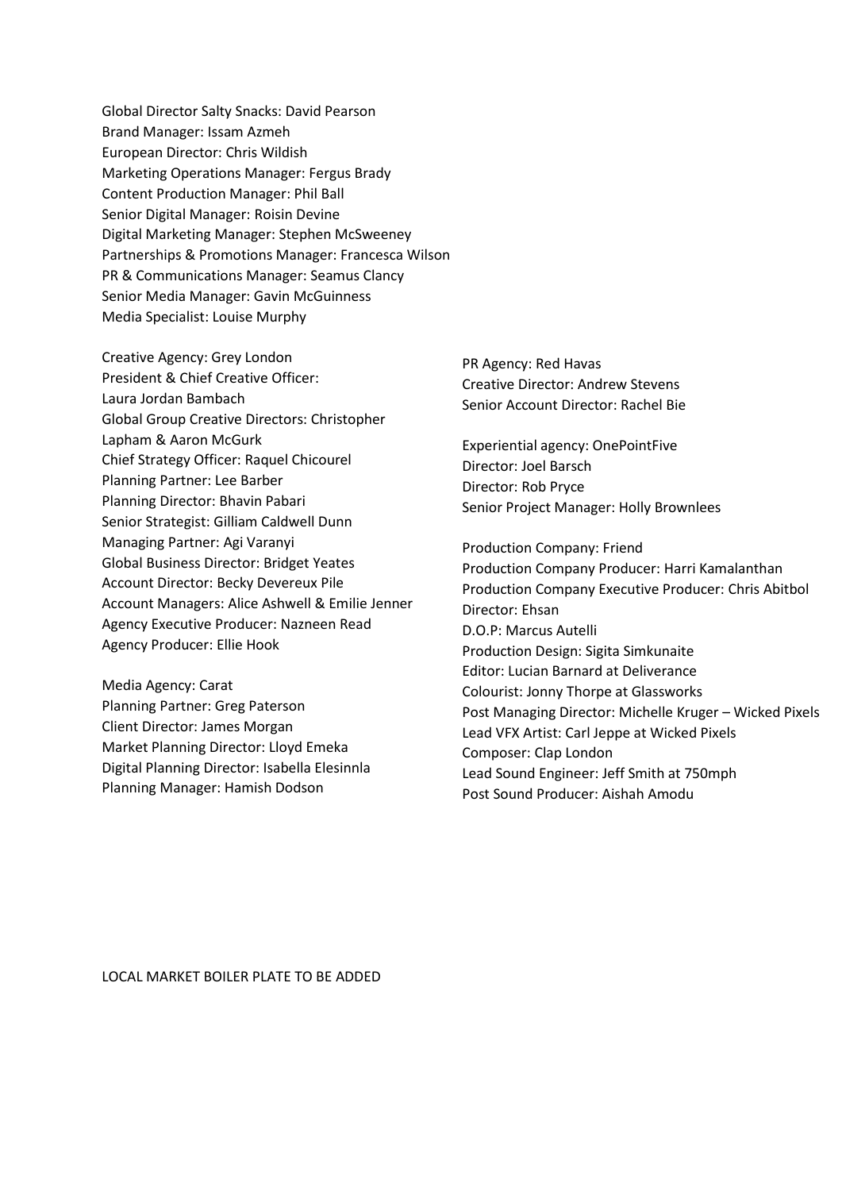Global Director Salty Snacks: David Pearson
Brand Manager: Issam Azmeh
European Director: Chris Wildish
Marketing Operations Manager: Fergus Brady
Content Production Manager: Phil Ball
Senior Digital Manager: Roisin Devine
Digital Marketing Manager: Stephen McSweeney
Partnerships & Promotions Manager: Francesca Wilson
PR & Communications Manager: Seamus Clancy
Senior Media Manager: Gavin McGuinness
Media Specialist: Louise Murphy

Creative Agency: Grey London
President & Chief Creative Officer: Laura Jordan Bambach
Global Group Creative Directors: Christopher Lapham & Aaron McGurk
Chief Strategy Officer: Raquel Chicourel
Planning Partner: Lee Barber
Planning Director: Bhavin Pabari
Senior Strategist: Gilliam Caldwell Dunn
Managing Partner: Agi Varanyi
Global Business Director: Bridget Yeates
Account Director: Becky Devereux Pile
Account Managers: Alice Ashwell & Emilie Jenner
Agency Executive Producer: Nazneen Read
Agency Producer: Ellie Hook

Media Agency: Carat
Planning Partner: Greg Paterson
Client Director: James Morgan
Market Planning Director: Lloyd Emeka
Digital Planning Director: Isabella Elesinnla
Planning Manager: Hamish Dodson

PR Agency: Red Havas
Creative Director: Andrew Stevens
Senior Account Director: Rachel Bie

Experiential agency: OnePointFive
Director: Joel Barsch
Director: Rob Pryce
Senior Project Manager: Holly Brownlees

Production Company: Friend
Production Company Producer: Harri Kamalanthan
Production Company Executive Producer: Chris Abitbol
Director: Ehsan
D.O.P: Marcus Autelli
Production Design: Sigita Simkunaite
Editor: Lucian Barnard at Deliverance
Colourist: Jonny Thorpe at Glassworks
Post Managing Director: Michelle Kruger – Wicked Pixels
Lead VFX Artist: Carl Jeppe at Wicked Pixels
Composer: Clap London
Lead Sound Engineer: Jeff Smith at 750mph
Post Sound Producer: Aishah Amodu

LOCAL MARKET BOILER PLATE TO BE ADDED